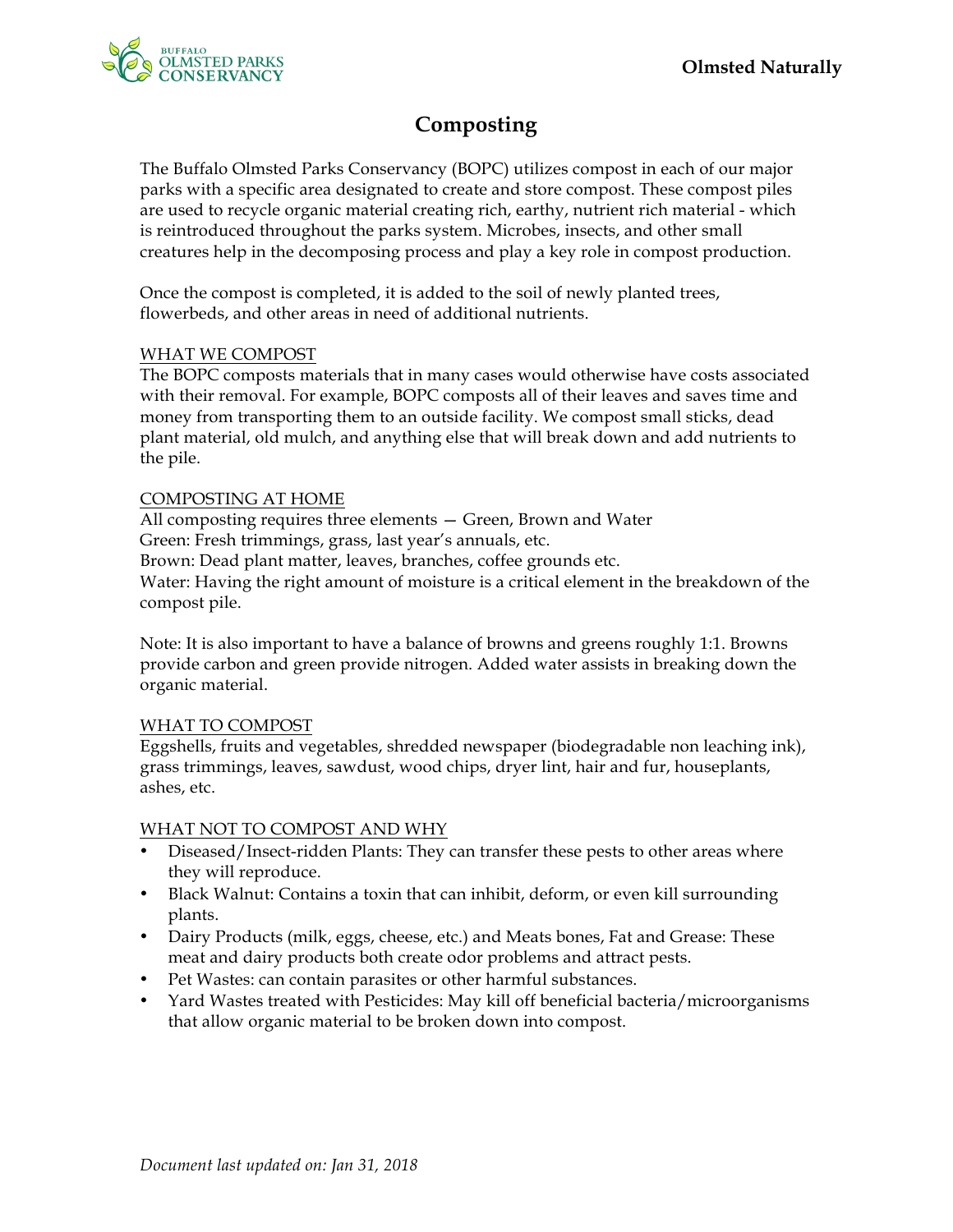# Composting

The Buffalo Olmsted Parks Conservancy (BOPC) utilizes compost in each of our major parks with a specific area designated to create and store compost. These compost piles are used to recycle organic material creating rich, earthy, nutrient rich material - which is reintroduced throughout the parks system. Microbes, insects, and other small creatures help in the decomposing process and play a key role in compost production.

Once the compost is completed, it is added to the soil of newly planted trees, flowerbeds, and other areas in need of additional nutrients.

## WHAT WE COMPOST

The BOPC composts materials that in many cases would otherwise have costs associated with their removal. For example, BOPC composts all of their leaves and saves time and money from transporting them to an outside facility. We compost small sticks, dead plant material, old mulch, and anything else that will break down and add nutrients to the pile.

## COMPOSTING AT HOME

All composting requires three elements — Green, Brown and Water
Green: Fresh trimmings, grass, last year's annuals, etc.
Brown: Dead plant matter, leaves, branches, coffee grounds etc.
Water: Having the right amount of moisture is a critical element in the breakdown of the compost pile.

Note: It is also important to have a balance of browns and greens roughly 1:1. Browns provide carbon and green provide nitrogen. Added water assists in breaking down the organic material.

## WHAT TO COMPOST

Eggshells, fruits and vegetables, shredded newspaper (biodegradable non leaching ink), grass trimmings, leaves, sawdust, wood chips, dryer lint, hair and fur, houseplants, ashes, etc.

## WHAT NOT TO COMPOST AND WHY

- Diseased/Insect-ridden Plants: They can transfer these pests to other areas where they will reproduce.
- Black Walnut: Contains a toxin that can inhibit, deform, or even kill surrounding plants.
- Dairy Products (milk, eggs, cheese, etc.) and Meats bones, Fat and Grease: These meat and dairy products both create odor problems and attract pests.
- Pet Wastes: can contain parasites or other harmful substances.
- Yard Wastes treated with Pesticides: May kill off beneficial bacteria/microorganisms that allow organic material to be broken down into compost.

*Document last updated on: Jan 31, 2018*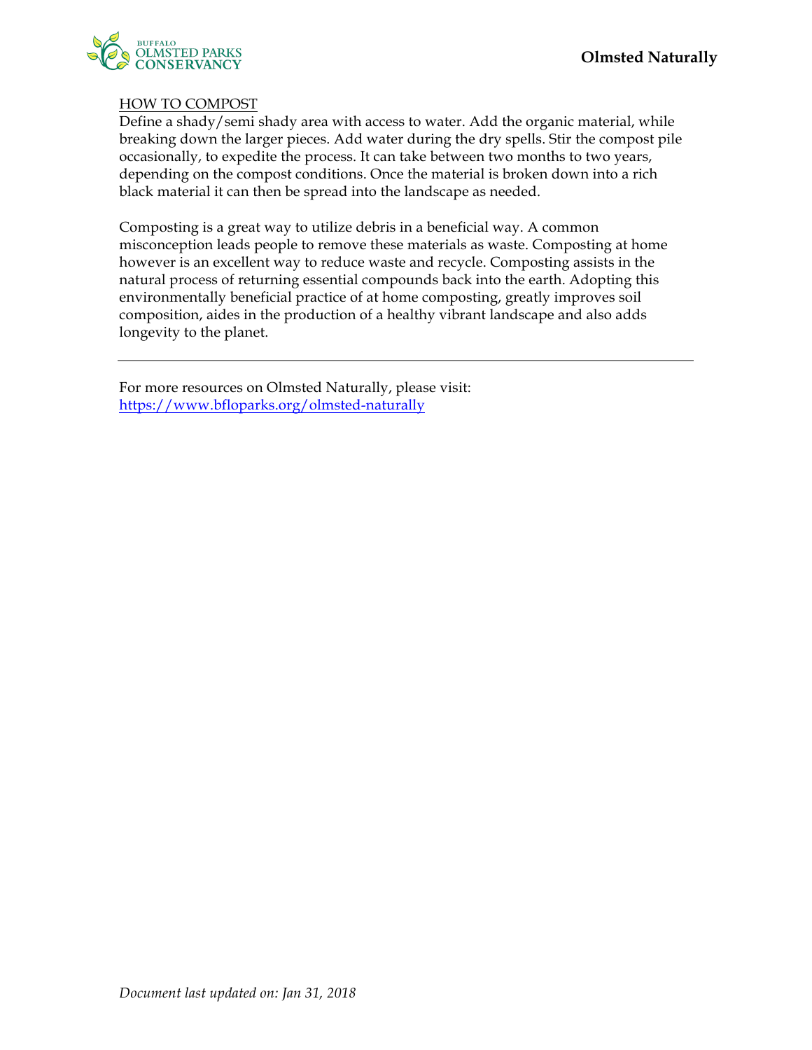HOW TO COMPOST

Define a shady/semi shady area with access to water. Add the organic material, while breaking down the larger pieces. Add water during the dry spells. Stir the compost pile occasionally, to expedite the process. It can take between two months to two years, depending on the compost conditions. Once the material is broken down into a rich black material it can then be spread into the landscape as needed.

Composting is a great way to utilize debris in a beneficial way. A common misconception leads people to remove these materials as waste. Composting at home however is an excellent way to reduce waste and recycle. Composting assists in the natural process of returning essential compounds back into the earth. Adopting this environmentally beneficial practice of at home composting, greatly improves soil composition, aides in the production of a healthy vibrant landscape and also adds longevity to the planet.

---

For more resources on Olmsted Naturally, please visit:
https://www.bfloparks.org/olmsted-naturally

*Document last updated on: Jan 31, 2018*